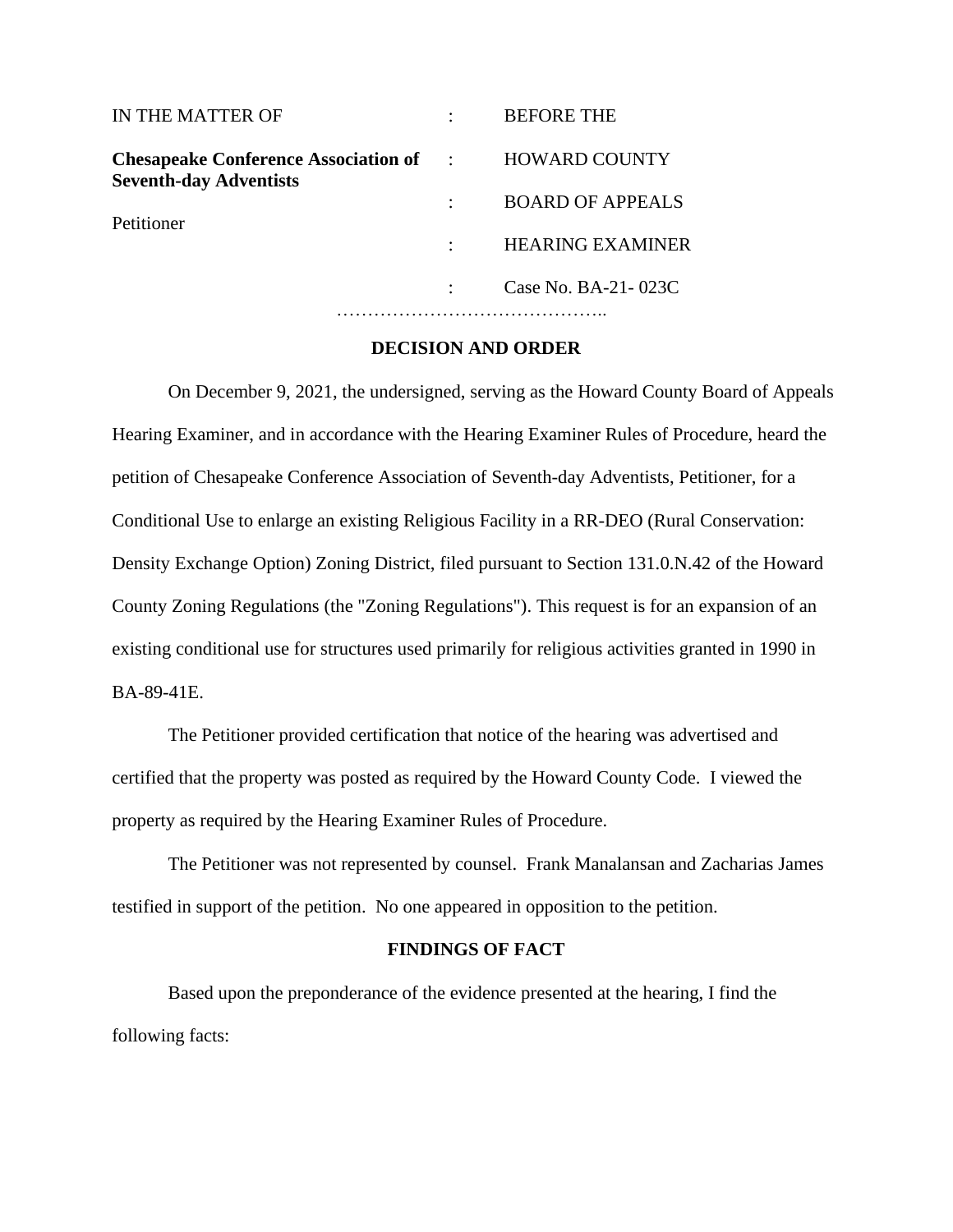| IN THE MATTER OF | : | BEFORE THE |
|---|---|---|
| **Chesapeake Conference Association of Seventh-day Adventists** | : | HOWARD COUNTY |
| | : | BOARD OF APPEALS |
| Petitioner | : | HEARING EXAMINER |
| | : | Case No. BA-21- 023C |

……………………………………..

## DECISION AND ORDER

On December 9, 2021, the undersigned, serving as the Howard County Board of Appeals Hearing Examiner, and in accordance with the Hearing Examiner Rules of Procedure, heard the petition of Chesapeake Conference Association of Seventh-day Adventists, Petitioner, for a Conditional Use to enlarge an existing Religious Facility in a RR-DEO (Rural Conservation: Density Exchange Option) Zoning District, filed pursuant to Section 131.0.N.42 of the Howard County Zoning Regulations (the "Zoning Regulations"). This request is for an expansion of an existing conditional use for structures used primarily for religious activities granted in 1990 in BA-89-41E.

The Petitioner provided certification that notice of the hearing was advertised and certified that the property was posted as required by the Howard County Code. I viewed the property as required by the Hearing Examiner Rules of Procedure.

The Petitioner was not represented by counsel. Frank Manalansan and Zacharias James testified in support of the petition. No one appeared in opposition to the petition.

## FINDINGS OF FACT

Based upon the preponderance of the evidence presented at the hearing, I find the following facts: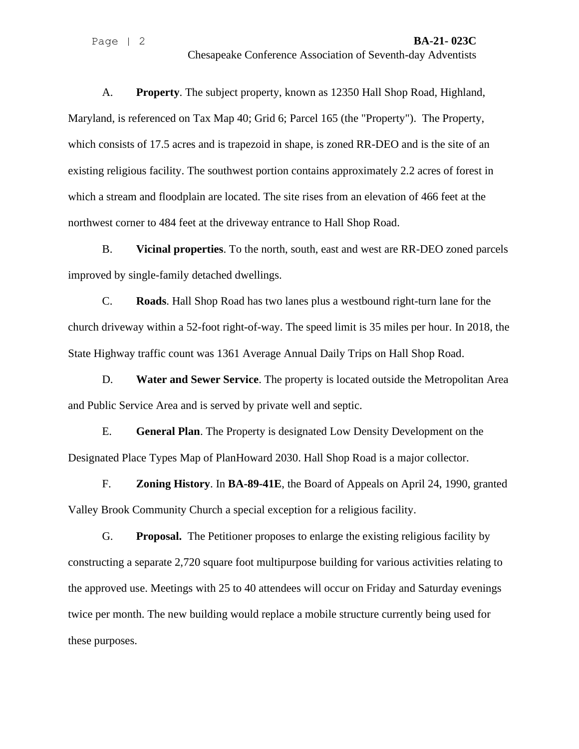A. **Property**. The subject property, known as 12350 Hall Shop Road, Highland, Maryland, is referenced on Tax Map 40; Grid 6; Parcel 165 (the "Property"). The Property, which consists of 17.5 acres and is trapezoid in shape, is zoned RR-DEO and is the site of an existing religious facility. The southwest portion contains approximately 2.2 acres of forest in which a stream and floodplain are located. The site rises from an elevation of 466 feet at the northwest corner to 484 feet at the driveway entrance to Hall Shop Road.

B. **Vicinal properties**. To the north, south, east and west are RR-DEO zoned parcels improved by single-family detached dwellings.

C. **Roads**. Hall Shop Road has two lanes plus a westbound right-turn lane for the church driveway within a 52-foot right-of-way. The speed limit is 35 miles per hour. In 2018, the State Highway traffic count was 1361 Average Annual Daily Trips on Hall Shop Road.

D. **Water and Sewer Service**. The property is located outside the Metropolitan Area and Public Service Area and is served by private well and septic.

E. **General Plan**. The Property is designated Low Density Development on the Designated Place Types Map of PlanHoward 2030. Hall Shop Road is a major collector.

F. **Zoning History**. In **BA-89-41E**, the Board of Appeals on April 24, 1990, granted Valley Brook Community Church a special exception for a religious facility.

G. **Proposal.** The Petitioner proposes to enlarge the existing religious facility by constructing a separate 2,720 square foot multipurpose building for various activities relating to the approved use. Meetings with 25 to 40 attendees will occur on Friday and Saturday evenings twice per month. The new building would replace a mobile structure currently being used for these purposes.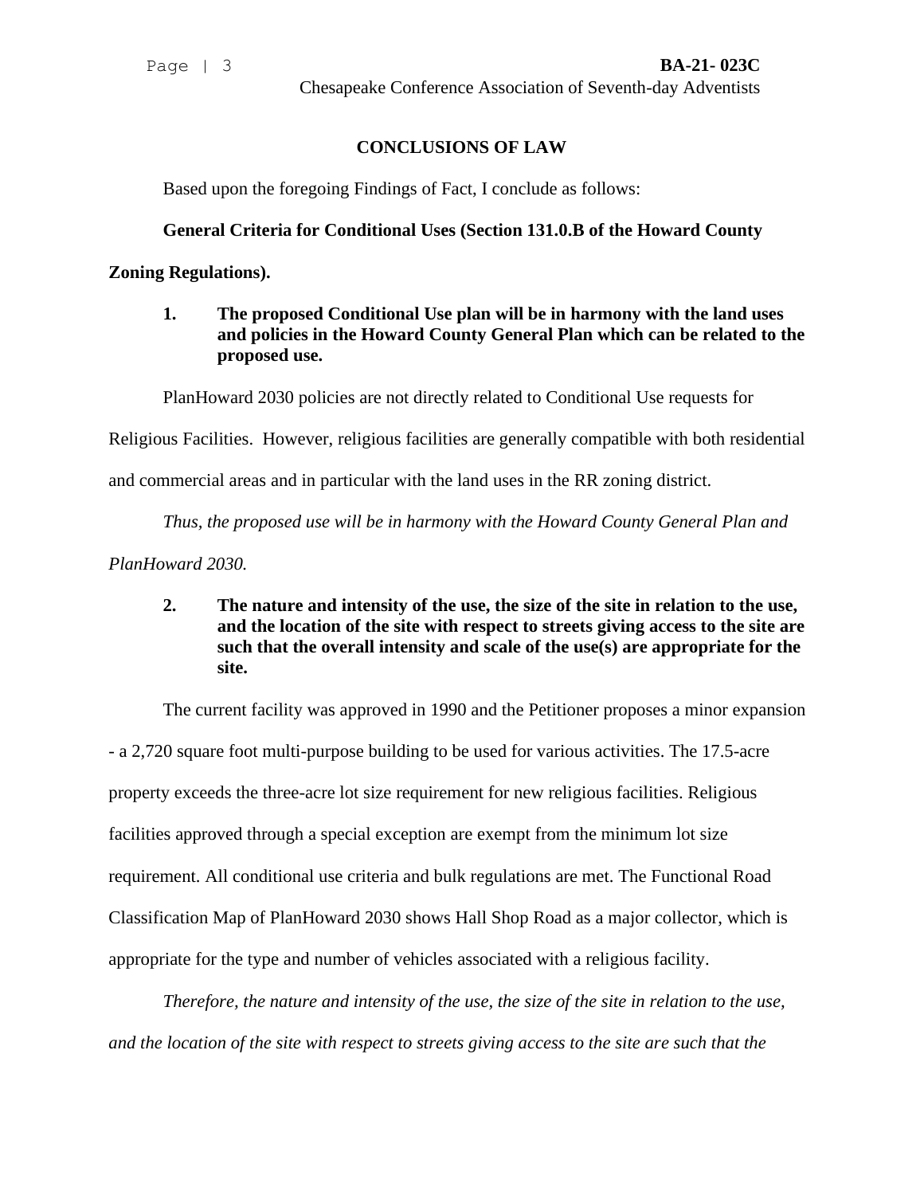## CONCLUSIONS OF LAW

Based upon the foregoing Findings of Fact, I conclude as follows:

**General Criteria for Conditional Uses (Section 131.0.B of the Howard County Zoning Regulations).**

**1. The proposed Conditional Use plan will be in harmony with the land uses and policies in the Howard County General Plan which can be related to the proposed use.**

PlanHoward 2030 policies are not directly related to Conditional Use requests for Religious Facilities. However, religious facilities are generally compatible with both residential and commercial areas and in particular with the land uses in the RR zoning district.

*Thus, the proposed use will be in harmony with the Howard County General Plan and PlanHoward 2030.*

**2. The nature and intensity of the use, the size of the site in relation to the use, and the location of the site with respect to streets giving access to the site are such that the overall intensity and scale of the use(s) are appropriate for the site.**

The current facility was approved in 1990 and the Petitioner proposes a minor expansion - a 2,720 square foot multi-purpose building to be used for various activities. The 17.5-acre property exceeds the three-acre lot size requirement for new religious facilities. Religious facilities approved through a special exception are exempt from the minimum lot size requirement. All conditional use criteria and bulk regulations are met. The Functional Road Classification Map of PlanHoward 2030 shows Hall Shop Road as a major collector, which is appropriate for the type and number of vehicles associated with a religious facility.

*Therefore, the nature and intensity of the use, the size of the site in relation to the use, and the location of the site with respect to streets giving access to the site are such that the*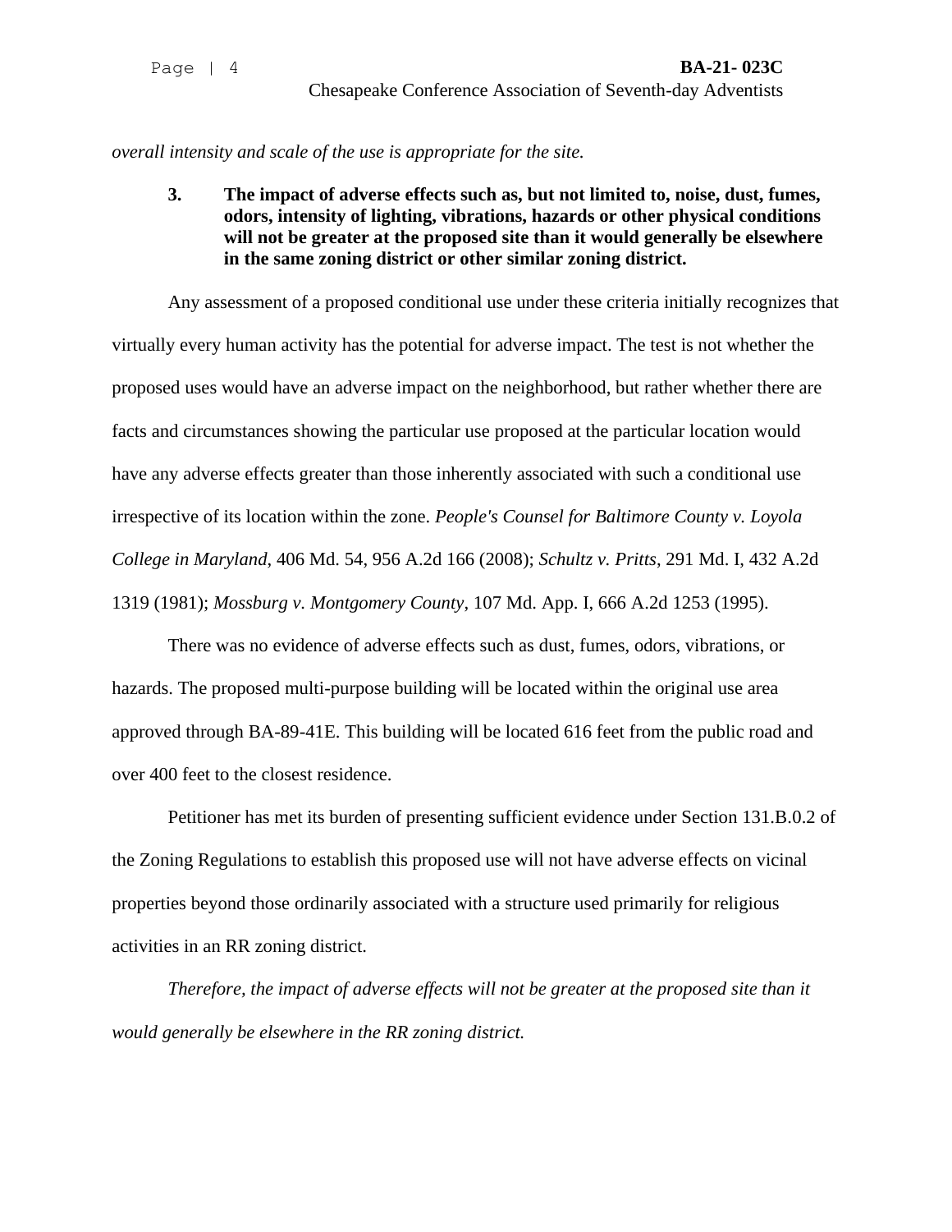*overall intensity and scale of the use is appropriate for the site.*

**3. The impact of adverse effects such as, but not limited to, noise, dust, fumes, odors, intensity of lighting, vibrations, hazards or other physical conditions will not be greater at the proposed site than it would generally be elsewhere in the same zoning district or other similar zoning district.**

Any assessment of a proposed conditional use under these criteria initially recognizes that virtually every human activity has the potential for adverse impact. The test is not whether the proposed uses would have an adverse impact on the neighborhood, but rather whether there are facts and circumstances showing the particular use proposed at the particular location would have any adverse effects greater than those inherently associated with such a conditional use irrespective of its location within the zone. *People's Counsel for Baltimore County v. Loyola College in Maryland*, 406 Md. 54, 956 A.2d 166 (2008); *Schultz v. Pritts*, 291 Md. I, 432 A.2d 1319 (1981); *Mossburg v. Montgomery County*, 107 Md. App. I, 666 A.2d 1253 (1995).

There was no evidence of adverse effects such as dust, fumes, odors, vibrations, or hazards. The proposed multi-purpose building will be located within the original use area approved through BA-89-41E. This building will be located 616 feet from the public road and over 400 feet to the closest residence.

Petitioner has met its burden of presenting sufficient evidence under Section 131.B.0.2 of the Zoning Regulations to establish this proposed use will not have adverse effects on vicinal properties beyond those ordinarily associated with a structure used primarily for religious activities in an RR zoning district.

*Therefore, the impact of adverse effects will not be greater at the proposed site than it would generally be elsewhere in the RR zoning district.*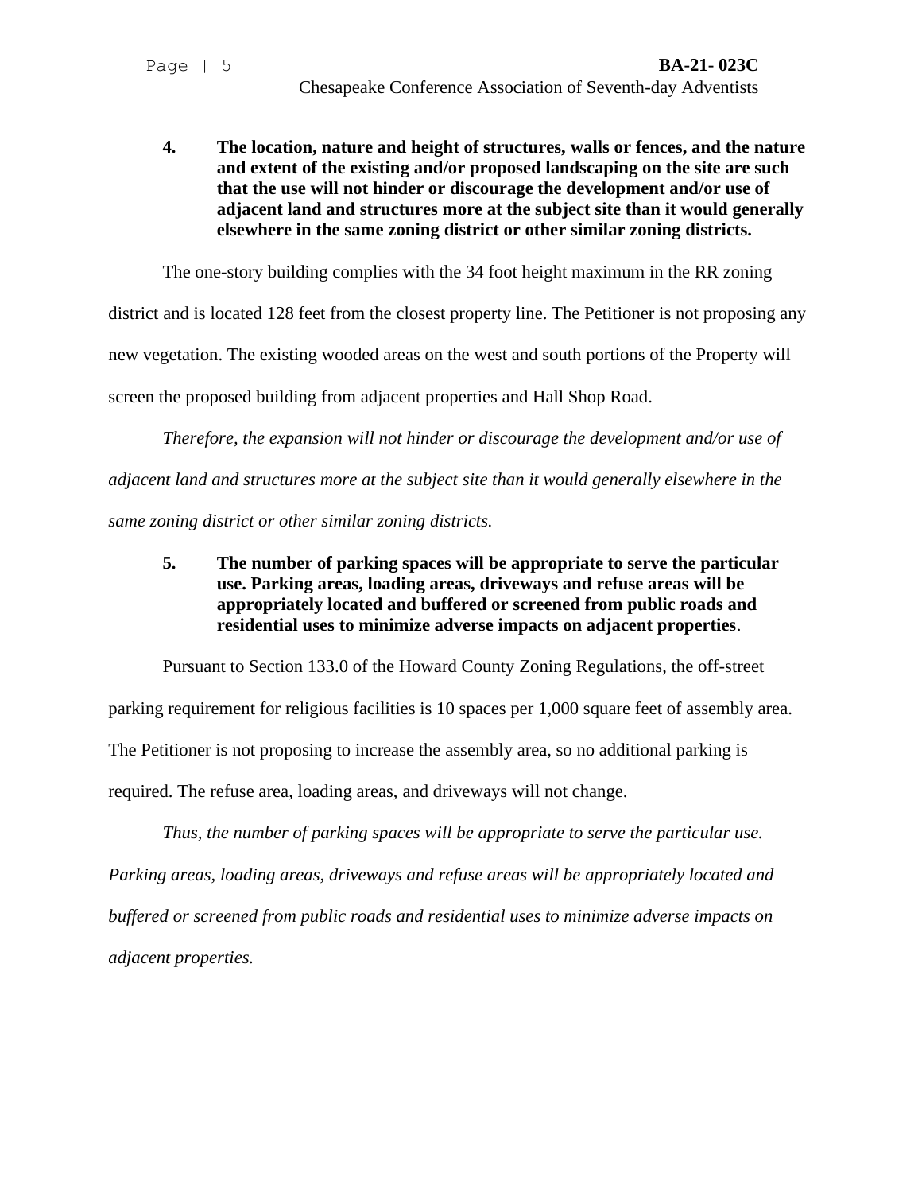**4. The location, nature and height of structures, walls or fences, and the nature and extent of the existing and/or proposed landscaping on the site are such that the use will not hinder or discourage the development and/or use of adjacent land and structures more at the subject site than it would generally elsewhere in the same zoning district or other similar zoning districts.**

The one-story building complies with the 34 foot height maximum in the RR zoning district and is located 128 feet from the closest property line. The Petitioner is not proposing any new vegetation. The existing wooded areas on the west and south portions of the Property will screen the proposed building from adjacent properties and Hall Shop Road.

*Therefore, the expansion will not hinder or discourage the development and/or use of adjacent land and structures more at the subject site than it would generally elsewhere in the same zoning district or other similar zoning districts.*

**5. The number of parking spaces will be appropriate to serve the particular use. Parking areas, loading areas, driveways and refuse areas will be appropriately located and buffered or screened from public roads and residential uses to minimize adverse impacts on adjacent properties.**

Pursuant to Section 133.0 of the Howard County Zoning Regulations, the off-street parking requirement for religious facilities is 10 spaces per 1,000 square feet of assembly area. The Petitioner is not proposing to increase the assembly area, so no additional parking is required. The refuse area, loading areas, and driveways will not change.

*Thus, the number of parking spaces will be appropriate to serve the particular use. Parking areas, loading areas, driveways and refuse areas will be appropriately located and buffered or screened from public roads and residential uses to minimize adverse impacts on adjacent properties.*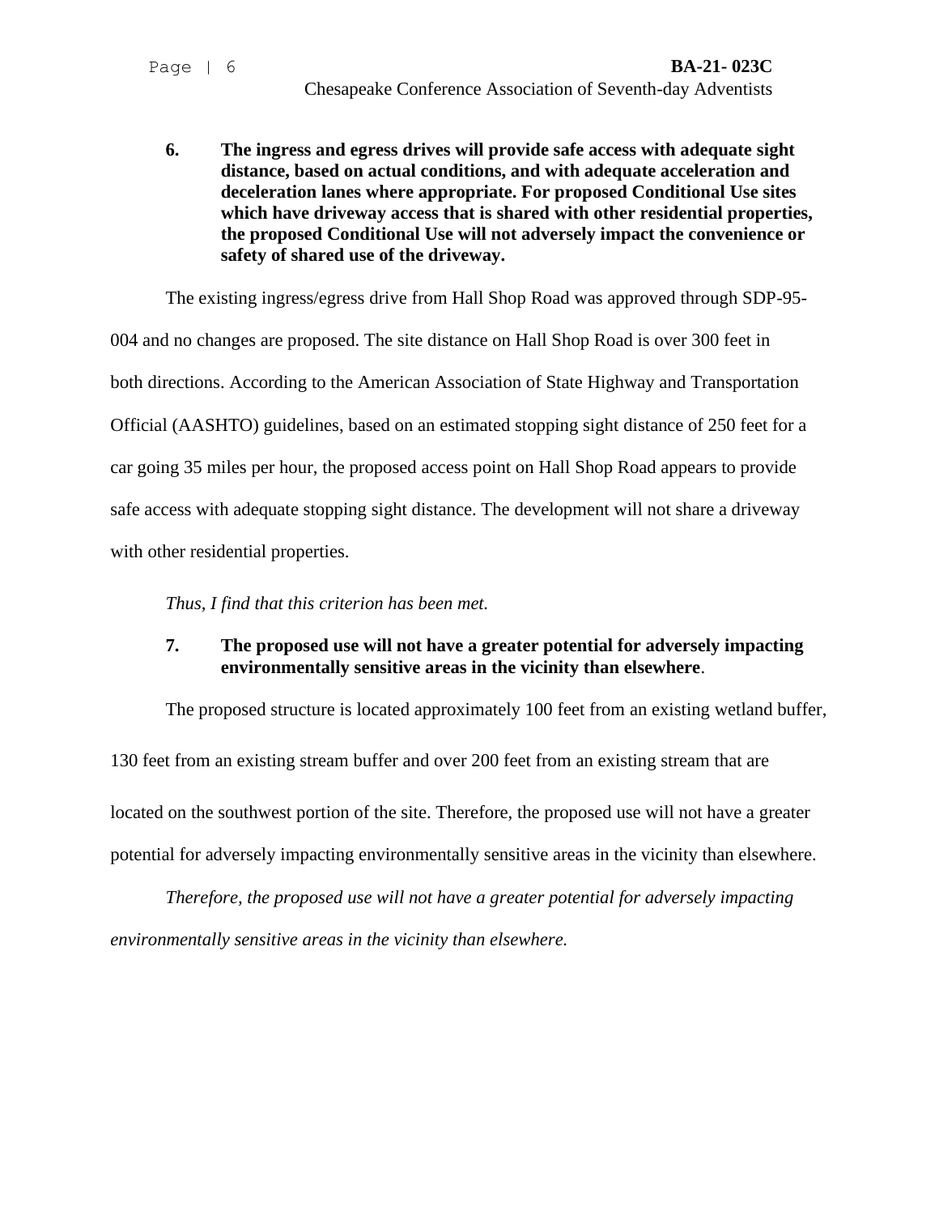6. **The ingress and egress drives will provide safe access with adequate sight distance, based on actual conditions, and with adequate acceleration and deceleration lanes where appropriate. For proposed Conditional Use sites which have driveway access that is shared with other residential properties, the proposed Conditional Use will not adversely impact the convenience or safety of shared use of the driveway.**

The existing ingress/egress drive from Hall Shop Road was approved through SDP-95-004 and no changes are proposed. The site distance on Hall Shop Road is over 300 feet in both directions. According to the American Association of State Highway and Transportation Official (AASHTO) guidelines, based on an estimated stopping sight distance of 250 feet for a car going 35 miles per hour, the proposed access point on Hall Shop Road appears to provide safe access with adequate stopping sight distance. The development will not share a driveway with other residential properties.

*Thus, I find that this criterion has been met.*

7. **The proposed use will not have a greater potential for adversely impacting environmentally sensitive areas in the vicinity than elsewhere**.

The proposed structure is located approximately 100 feet from an existing wetland buffer, 130 feet from an existing stream buffer and over 200 feet from an existing stream that are located on the southwest portion of the site. Therefore, the proposed use will not have a greater potential for adversely impacting environmentally sensitive areas in the vicinity than elsewhere.

*Therefore, the proposed use will not have a greater potential for adversely impacting environmentally sensitive areas in the vicinity than elsewhere.*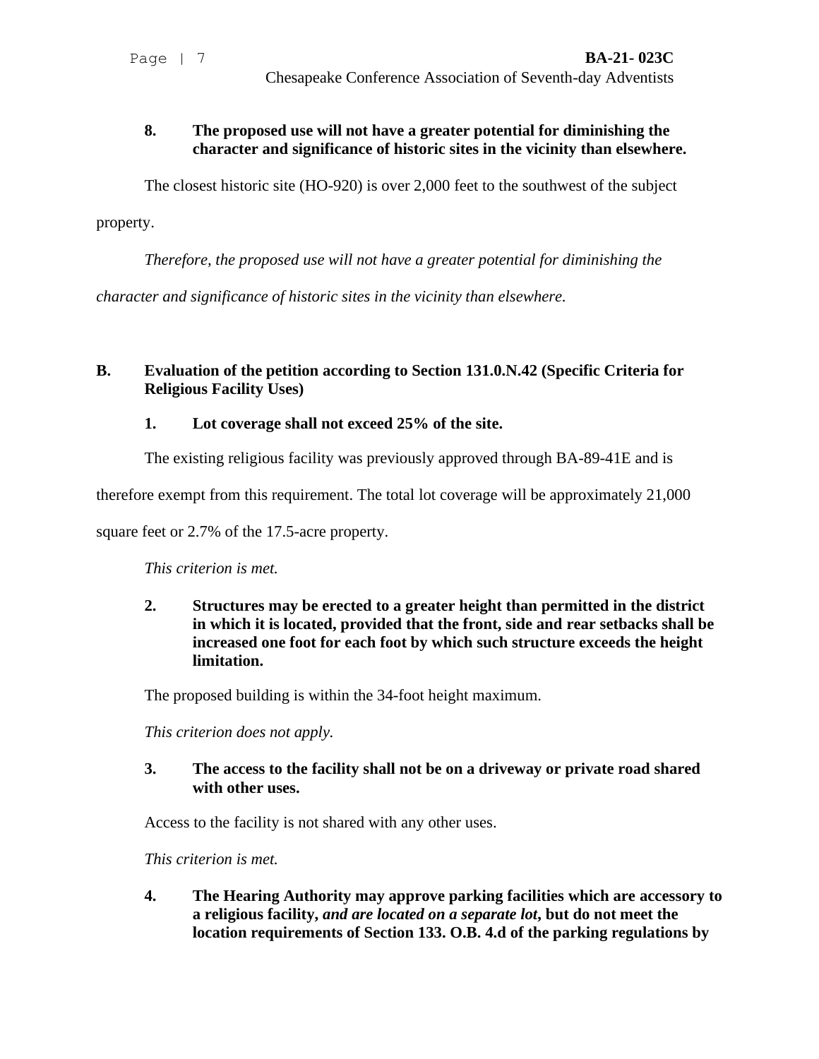**8. The proposed use will not have a greater potential for diminishing the character and significance of historic sites in the vicinity than elsewhere.**

The closest historic site (HO-920) is over 2,000 feet to the southwest of the subject property.

*Therefore, the proposed use will not have a greater potential for diminishing the character and significance of historic sites in the vicinity than elsewhere.*

## B. Evaluation of the petition according to Section 131.0.N.42 (Specific Criteria for Religious Facility Uses)

**1. Lot coverage shall not exceed 25% of the site.**

The existing religious facility was previously approved through BA-89-41E and is therefore exempt from this requirement. The total lot coverage will be approximately 21,000 square feet or 2.7% of the 17.5-acre property.

*This criterion is met.*

**2. Structures may be erected to a greater height than permitted in the district in which it is located, provided that the front, side and rear setbacks shall be increased one foot for each foot by which such structure exceeds the height limitation.**

The proposed building is within the 34-foot height maximum.

*This criterion does not apply.*

**3. The access to the facility shall not be on a driveway or private road shared with other uses.**

Access to the facility is not shared with any other uses.

*This criterion is met.*

**4. The Hearing Authority may approve parking facilities which are accessory to a religious facility, *and are located on a separate lot*, but do not meet the location requirements of Section 133. O.B. 4.d of the parking regulations by**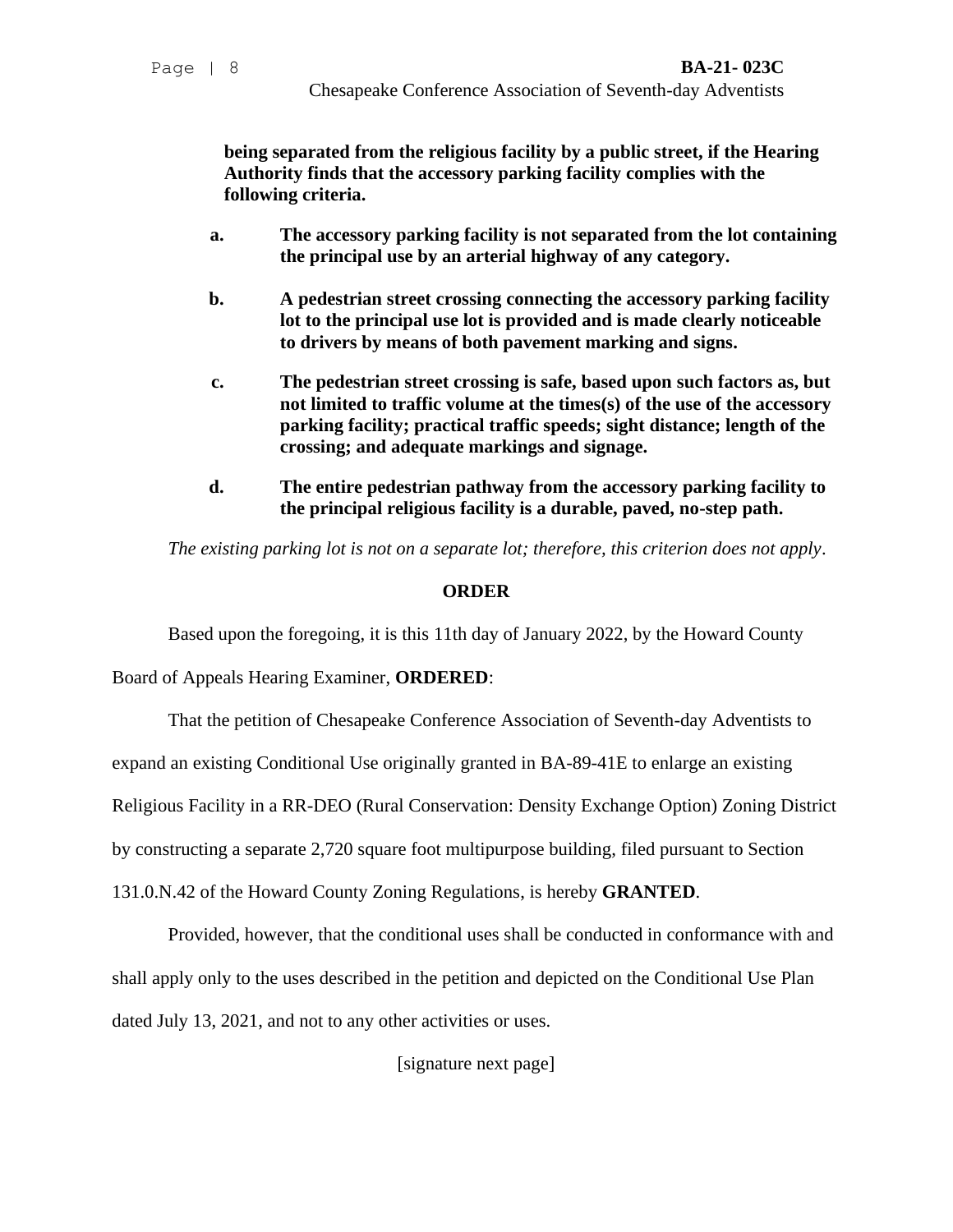**being separated from the religious facility by a public street, if the Hearing Authority finds that the accessory parking facility complies with the following criteria.**

**a.** **The accessory parking facility is not separated from the lot containing the principal use by an arterial highway of any category.**

**b.** **A pedestrian street crossing connecting the accessory parking facility lot to the principal use lot is provided and is made clearly noticeable to drivers by means of both pavement marking and signs.**

**c.** **The pedestrian street crossing is safe, based upon such factors as, but not limited to traffic volume at the times(s) of the use of the accessory parking facility; practical traffic speeds; sight distance; length of the crossing; and adequate markings and signage.**

**d.** **The entire pedestrian pathway from the accessory parking facility to the principal religious facility is a durable, paved, no-step path.**

*The existing parking lot is not on a separate lot; therefore, this criterion does not apply*.

## ORDER

Based upon the foregoing, it is this 11th day of January 2022, by the Howard County Board of Appeals Hearing Examiner, **ORDERED**:

That the petition of Chesapeake Conference Association of Seventh-day Adventists to expand an existing Conditional Use originally granted in BA-89-41E to enlarge an existing Religious Facility in a RR-DEO (Rural Conservation: Density Exchange Option) Zoning District by constructing a separate 2,720 square foot multipurpose building, filed pursuant to Section 131.0.N.42 of the Howard County Zoning Regulations, is hereby **GRANTED**.

Provided, however, that the conditional uses shall be conducted in conformance with and shall apply only to the uses described in the petition and depicted on the Conditional Use Plan dated July 13, 2021, and not to any other activities or uses.

[signature next page]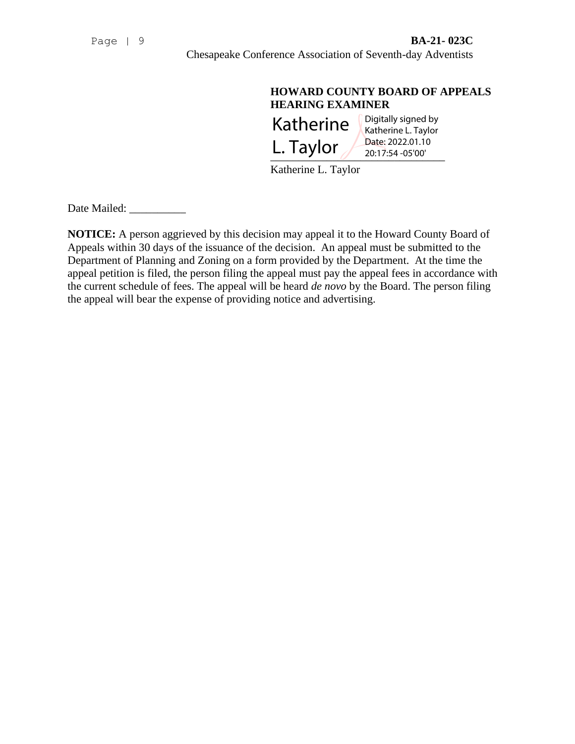**HOWARD COUNTY BOARD OF APPEALS HEARING EXAMINER**

Katherine L. Taylor — Digitally signed by Katherine L. Taylor Date: 2022.01.10 20:17:54 -05'00'

Katherine L. Taylor

Date Mailed: __________

**NOTICE:** A person aggrieved by this decision may appeal it to the Howard County Board of Appeals within 30 days of the issuance of the decision. An appeal must be submitted to the Department of Planning and Zoning on a form provided by the Department. At the time the appeal petition is filed, the person filing the appeal must pay the appeal fees in accordance with the current schedule of fees. The appeal will be heard *de novo* by the Board. The person filing the appeal will bear the expense of providing notice and advertising.